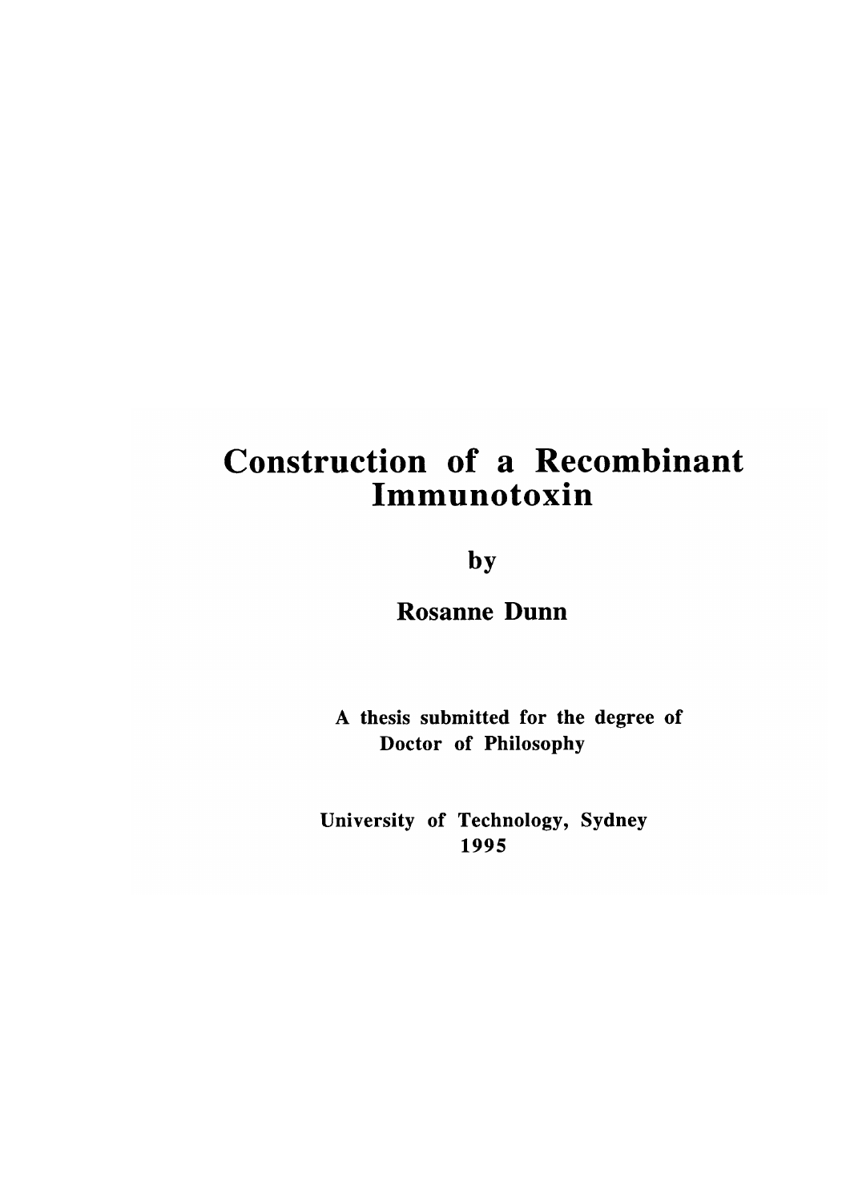# Construction of a Recombinant Immunotoxin

by

**Rosanne Dunn**

A thesis submitted for the degree of Doctor of Philosophy

University of Technology, Sydney
1995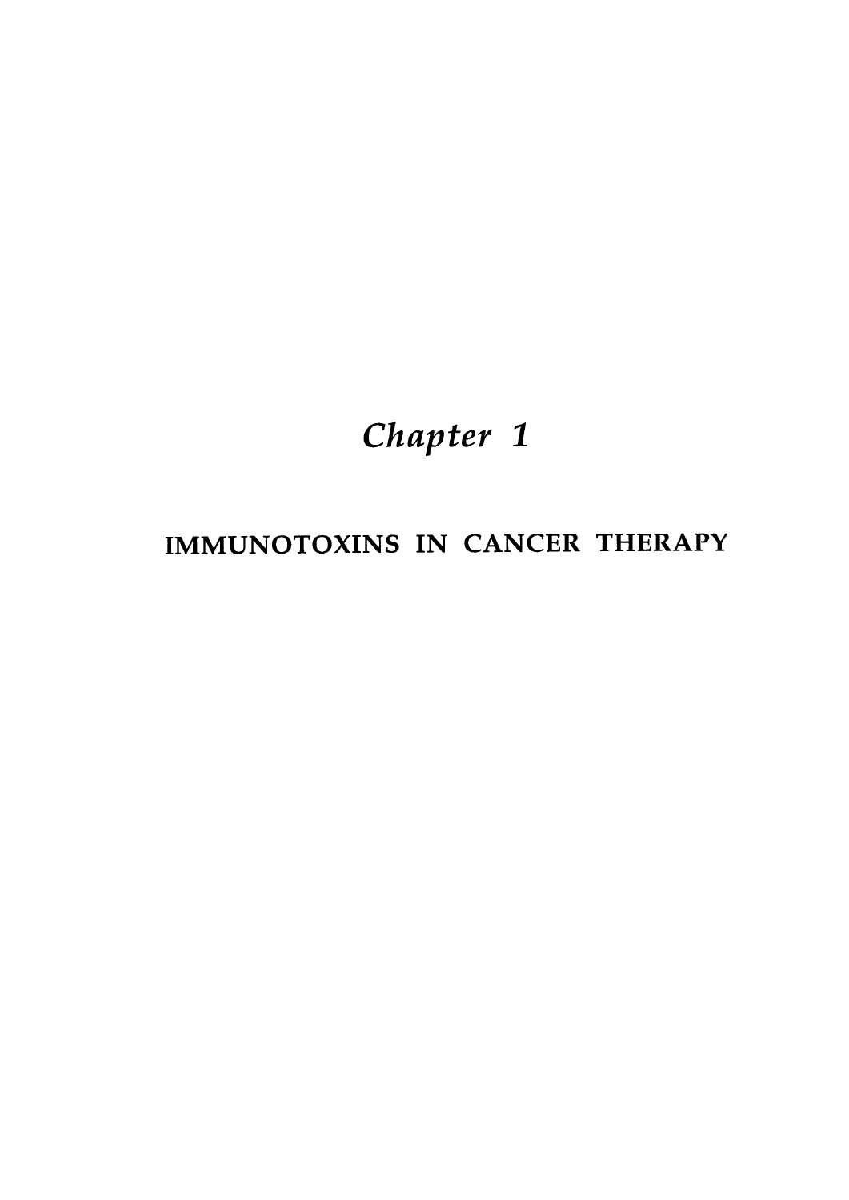# *Chapter 1*

## IMMUNOTOXINS IN CANCER THERAPY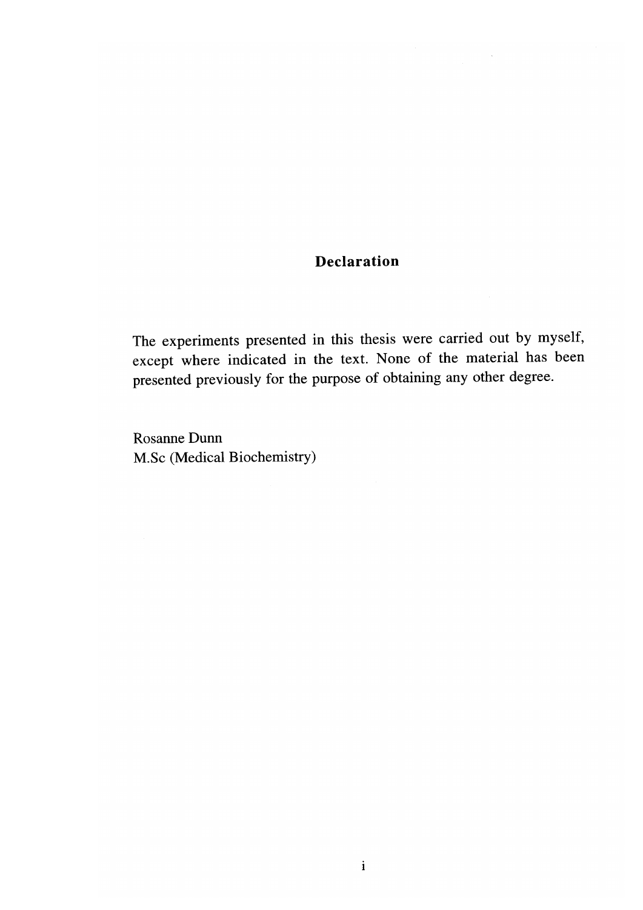# Declaration

The experiments presented in this thesis were carried out by myself, except where indicated in the text. None of the material has been presented previously for the purpose of obtaining any other degree.

Rosanne Dunn
M.Sc (Medical Biochemistry)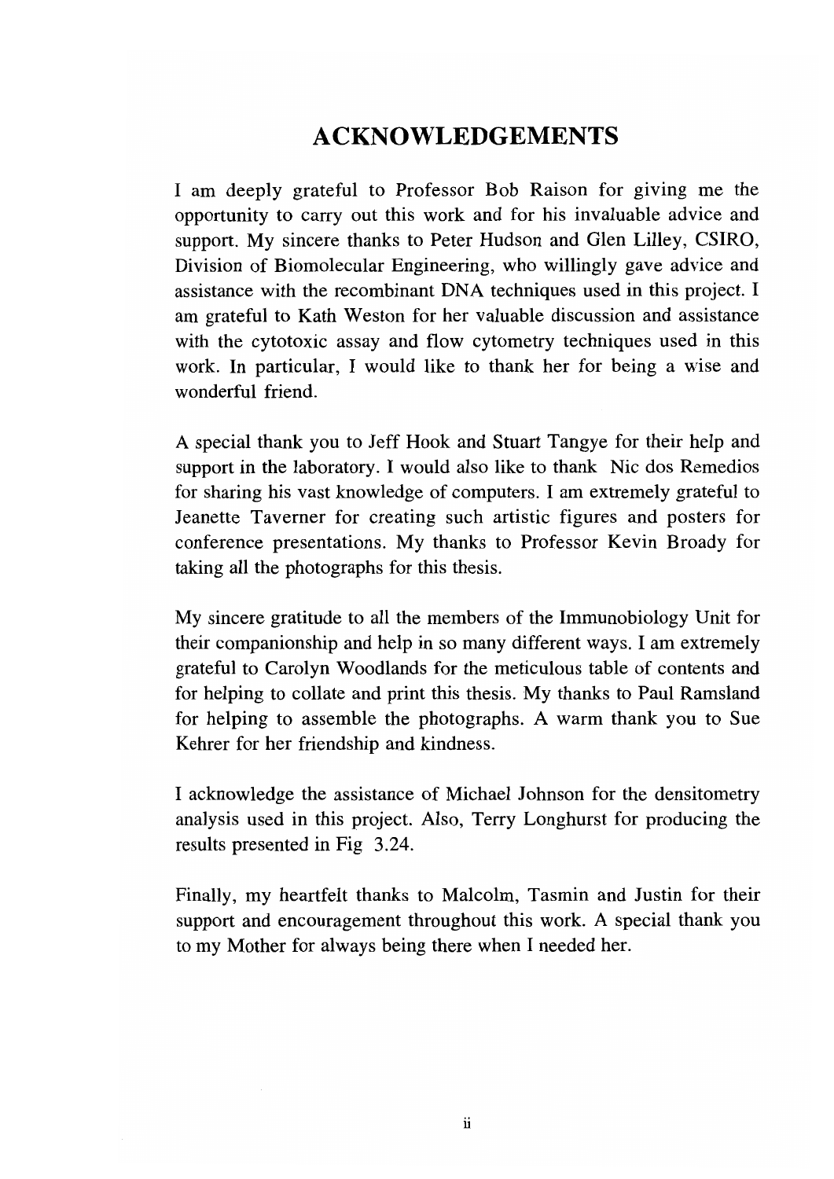# ACKNOWLEDGEMENTS

I am deeply grateful to Professor Bob Raison for giving me the opportunity to carry out this work and for his invaluable advice and support. My sincere thanks to Peter Hudson and Glen Lilley, CSIRO, Division of Biomolecular Engineering, who willingly gave advice and assistance with the recombinant DNA techniques used in this project. I am grateful to Kath Weston for her valuable discussion and assistance with the cytotoxic assay and flow cytometry techniques used in this work. In particular, I would like to thank her for being a wise and wonderful friend.

A special thank you to Jeff Hook and Stuart Tangye for their help and support in the laboratory. I would also like to thank Nic dos Remedios for sharing his vast knowledge of computers. I am extremely grateful to Jeanette Taverner for creating such artistic figures and posters for conference presentations. My thanks to Professor Kevin Broady for taking all the photographs for this thesis.

My sincere gratitude to all the members of the Immunobiology Unit for their companionship and help in so many different ways. I am extremely grateful to Carolyn Woodlands for the meticulous table of contents and for helping to collate and print this thesis. My thanks to Paul Ramsland for helping to assemble the photographs. A warm thank you to Sue Kehrer for her friendship and kindness.

I acknowledge the assistance of Michael Johnson for the densitometry analysis used in this project. Also, Terry Longhurst for producing the results presented in Fig 3.24.

Finally, my heartfelt thanks to Malcolm, Tasmin and Justin for their support and encouragement throughout this work. A special thank you to my Mother for always being there when I needed her.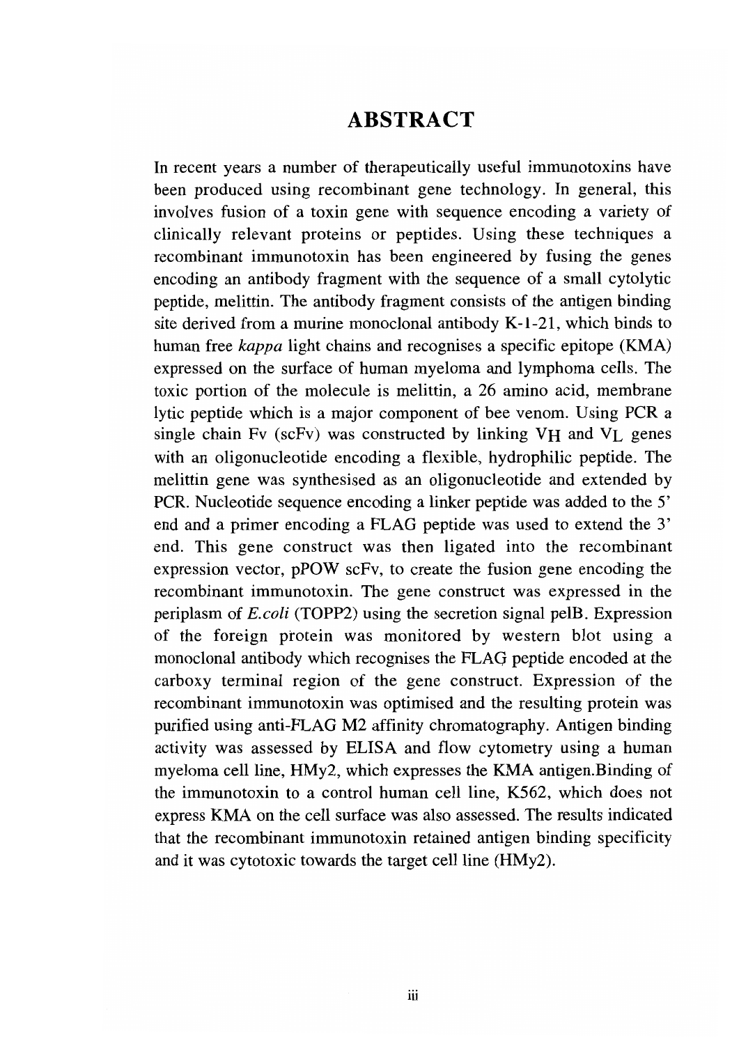# ABSTRACT

In recent years a number of therapeutically useful immunotoxins have been produced using recombinant gene technology. In general, this involves fusion of a toxin gene with sequence encoding a variety of clinically relevant proteins or peptides. Using these techniques a recombinant immunotoxin has been engineered by fusing the genes encoding an antibody fragment with the sequence of a small cytolytic peptide, melittin. The antibody fragment consists of the antigen binding site derived from a murine monoclonal antibody K-1-21, which binds to human free *kappa* light chains and recognises a specific epitope (KMA) expressed on the surface of human myeloma and lymphoma cells. The toxic portion of the molecule is melittin, a 26 amino acid, membrane lytic peptide which is a major component of bee venom. Using PCR a single chain Fv (scFv) was constructed by linking $V_H$ and $V_L$ genes with an oligonucleotide encoding a flexible, hydrophilic peptide. The melittin gene was synthesised as an oligonucleotide and extended by PCR. Nucleotide sequence encoding a linker peptide was added to the 5' end and a primer encoding a FLAG peptide was used to extend the 3' end. This gene construct was then ligated into the recombinant expression vector, pPOW scFv, to create the fusion gene encoding the recombinant immunotoxin. The gene construct was expressed in the periplasm of *E.coli* (TOPP2) using the secretion signal pelB. Expression of the foreign protein was monitored by western blot using a monoclonal antibody which recognises the FLAG peptide encoded at the carboxy terminal region of the gene construct. Expression of the recombinant immunotoxin was optimised and the resulting protein was purified using anti-FLAG M2 affinity chromatography. Antigen binding activity was assessed by ELISA and flow cytometry using a human myeloma cell line, HMy2, which expresses the KMA antigen.Binding of the immunotoxin to a control human cell line, K562, which does not express KMA on the cell surface was also assessed. The results indicated that the recombinant immunotoxin retained antigen binding specificity and it was cytotoxic towards the target cell line (HMy2).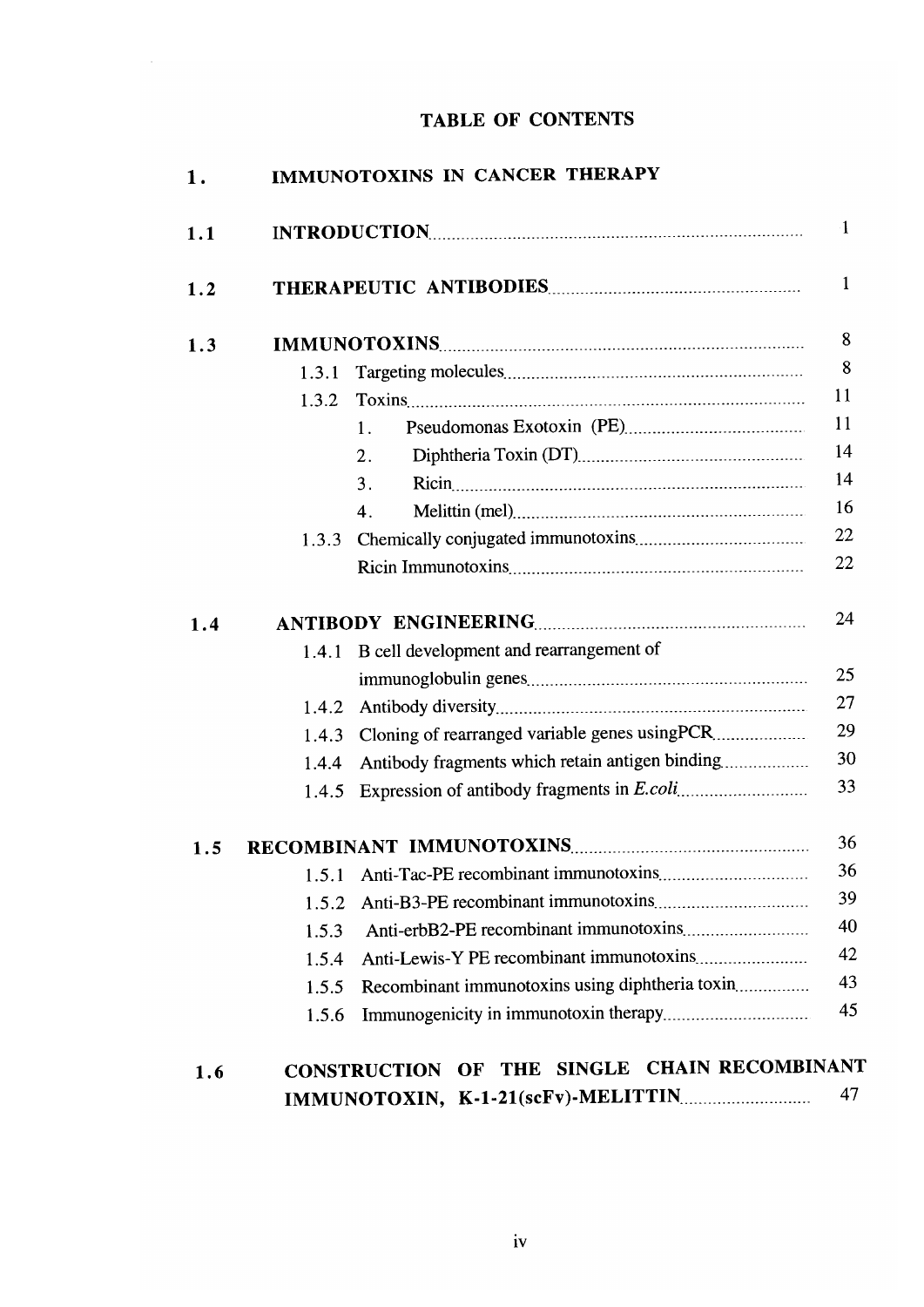# TABLE OF CONTENTS

| | | |
|---|---|---|
| **1.** | **IMMUNOTOXINS IN CANCER THERAPY** | |
| **1.1** | **INTRODUCTION** | 1 |
| **1.2** | **THERAPEUTIC ANTIBODIES** | 1 |
| **1.3** | **IMMUNOTOXINS** | 8 |
| 1.3.1 | Targeting molecules | 8 |
| 1.3.2 | Toxins | 11 |
| | 1. Pseudomonas Exotoxin (PE) | 11 |
| | 2. Diphtheria Toxin (DT) | 14 |
| | 3. Ricin | 14 |
| | 4. Melittin (mel) | 16 |
| 1.3.3 | Chemically conjugated immunotoxins | 22 |
| | Ricin Immunotoxins | 22 |
| **1.4** | **ANTIBODY ENGINEERING** | 24 |
| 1.4.1 | B cell development and rearrangement of immunoglobulin genes | 25 |
| 1.4.2 | Antibody diversity | 27 |
| 1.4.3 | Cloning of rearranged variable genes usingPCR | 29 |
| 1.4.4 | Antibody fragments which retain antigen binding | 30 |
| 1.4.5 | Expression of antibody fragments in *E.coli* | 33 |
| **1.5** | **RECOMBINANT IMMUNOTOXINS** | 36 |
| 1.5.1 | Anti-Tac-PE recombinant immunotoxins | 36 |
| 1.5.2 | Anti-B3-PE recombinant immunotoxins | 39 |
| 1.5.3 | Anti-erbB2-PE recombinant immunotoxins | 40 |
| 1.5.4 | Anti-Lewis-Y PE recombinant immunotoxins | 42 |
| 1.5.5 | Recombinant immunotoxins using diphtheria toxin | 43 |
| 1.5.6 | Immunogenicity in immunotoxin therapy | 45 |
| **1.6** | **CONSTRUCTION OF THE SINGLE CHAIN RECOMBINANT IMMUNOTOXIN, K-1-21(scFv)-MELITTIN** | 47 |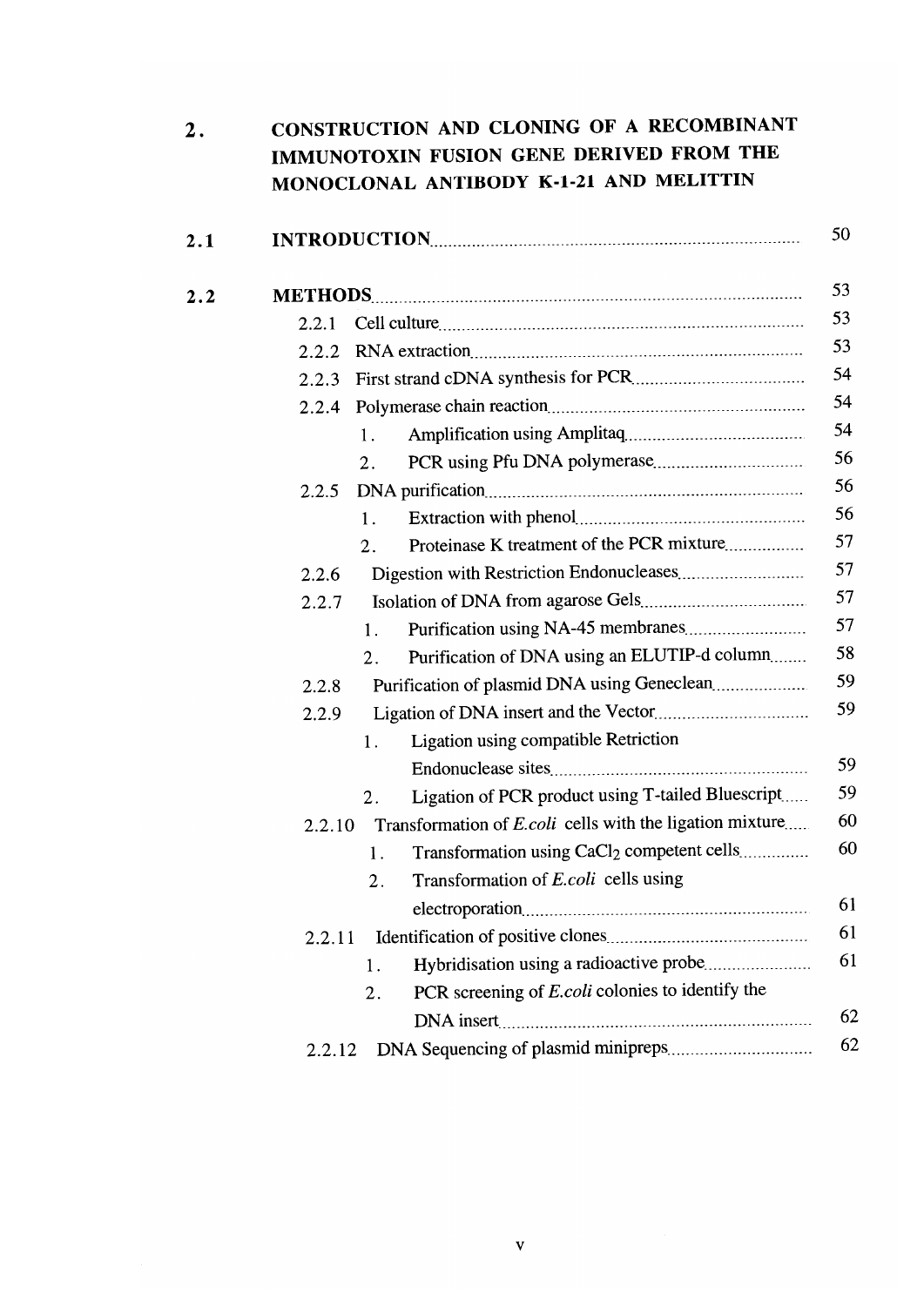## 2. CONSTRUCTION AND CLONING OF A RECOMBINANT IMMUNOTOXIN FUSION GENE DERIVED FROM THE MONOCLONAL ANTIBODY K-1-21 AND MELITTIN

**2.1 INTRODUCTION** ........................................................ 50

**2.2 METHODS** ........................................................ 53

- 2.2.1 Cell culture ........................................................ 53
- 2.2.2 RNA extraction ........................................................ 53
- 2.2.3 First strand cDNA synthesis for PCR ........................................................ 54
- 2.2.4 Polymerase chain reaction ........................................................ 54
  1. Amplification using Amplitaq ........................................................ 54
  2. PCR using Pfu DNA polymerase ........................................................ 56
- 2.2.5 DNA purification ........................................................ 56
  1. Extraction with phenol ........................................................ 56
  2. Proteinase K treatment of the PCR mixture ........................................................ 57
- 2.2.6 Digestion with Restriction Endonucleases ........................................................ 57
- 2.2.7 Isolation of DNA from agarose Gels ........................................................ 57
  1. Purification using NA-45 membranes ........................................................ 57
  2. Purification of DNA using an ELUTIP-d column ........................................................ 58
- 2.2.8 Purification of plasmid DNA using Geneclean ........................................................ 59
- 2.2.9 Ligation of DNA insert and the Vector ........................................................ 59
  1. Ligation using compatible Retriction Endonuclease sites ........................................................ 59
  2. Ligation of PCR product using T-tailed Bluescript ........................................................ 59
- 2.2.10 Transformation of *E.coli* cells with the ligation mixture ........................................................ 60
  1. Transformation using $CaCl_2$ competent cells ........................................................ 60
  2. Transformation of *E.coli* cells using electroporation ........................................................ 61
- 2.2.11 Identification of positive clones ........................................................ 61
  1. Hybridisation using a radioactive probe ........................................................ 61
  2. PCR screening of *E.coli* colonies to identify the DNA insert ........................................................ 62
- 2.2.12 DNA Sequencing of plasmid minipreps ........................................................ 62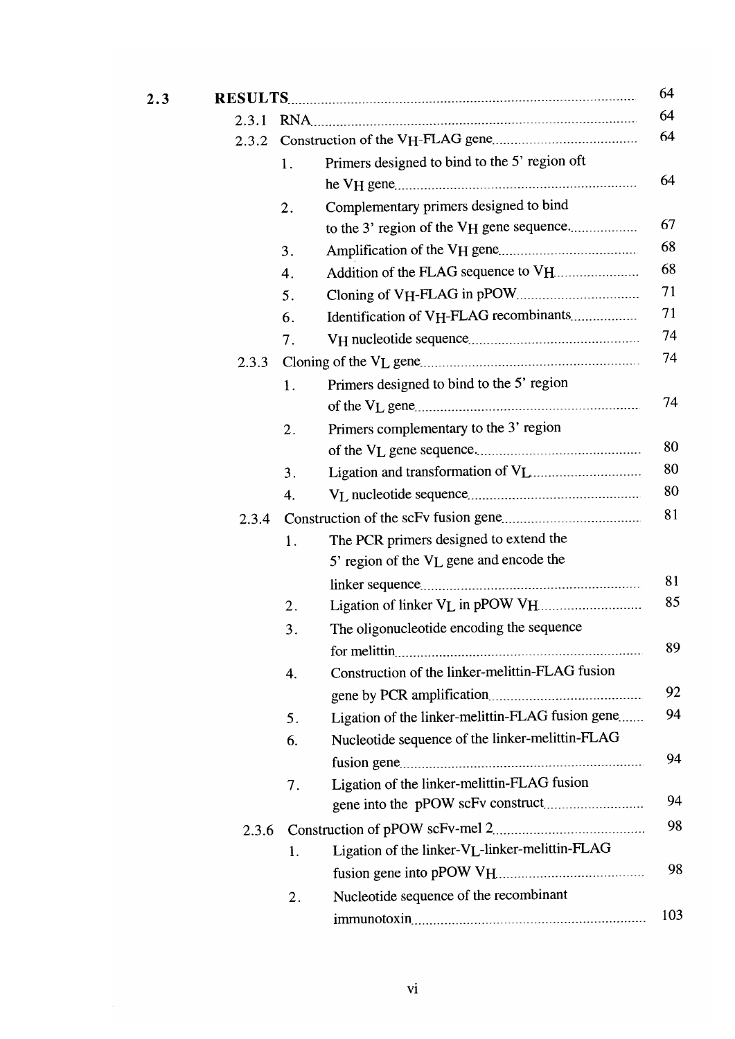| | | | |
|---|---|---|---|
| **2.3** | **RESULTS** | | 64 |
| | 2.3.1 | RNA | 64 |
| | 2.3.2 | Construction of the $V_H$-FLAG gene | 64 |
| | | 1. Primers designed to bind to the 5' region oft he $V_H$ gene | 64 |
| | | 2. Complementary primers designed to bind to the 3' region of the $V_H$ gene sequence. | 67 |
| | | 3. Amplification of the $V_H$ gene | 68 |
| | | 4. Addition of the FLAG sequence to $V_H$ | 68 |
| | | 5. Cloning of $V_H$-FLAG in pPOW | 71 |
| | | 6. Identification of $V_H$-FLAG recombinants | 71 |
| | | 7. $V_H$ nucleotide sequence | 74 |
| | 2.3.3 | Cloning of the $V_L$ gene | 74 |
| | | 1. Primers designed to bind to the 5' region of the $V_L$ gene | 74 |
| | | 2. Primers complementary to the 3' region of the $V_L$ gene sequence. | 80 |
| | | 3. Ligation and transformation of $V_L$ | 80 |
| | | 4. $V_L$ nucleotide sequence | 80 |
| | 2.3.4 | Construction of the scFv fusion gene | 81 |
| | | 1. The PCR primers designed to extend the 5' region of the $V_L$ gene and encode the linker sequence | 81 |
| | | 2. Ligation of linker $V_L$ in pPOW $V_H$ | 85 |
| | | 3. The oligonucleotide encoding the sequence for melittin | 89 |
| | | 4. Construction of the linker-melittin-FLAG fusion gene by PCR amplification | 92 |
| | | 5. Ligation of the linker-melittin-FLAG fusion gene | 94 |
| | | 6. Nucleotide sequence of the linker-melittin-FLAG fusion gene | 94 |
| | | 7. Ligation of the linker-melittin-FLAG fusion gene into the pPOW scFv construct | 94 |
| | 2.3.6 | Construction of pPOW scFv-mel 2 | 98 |
| | | 1. Ligation of the linker-$V_L$-linker-melittin-FLAG fusion gene into pPOW $V_H$ | 98 |
| | | 2. Nucleotide sequence of the recombinant immunotoxin | 103 |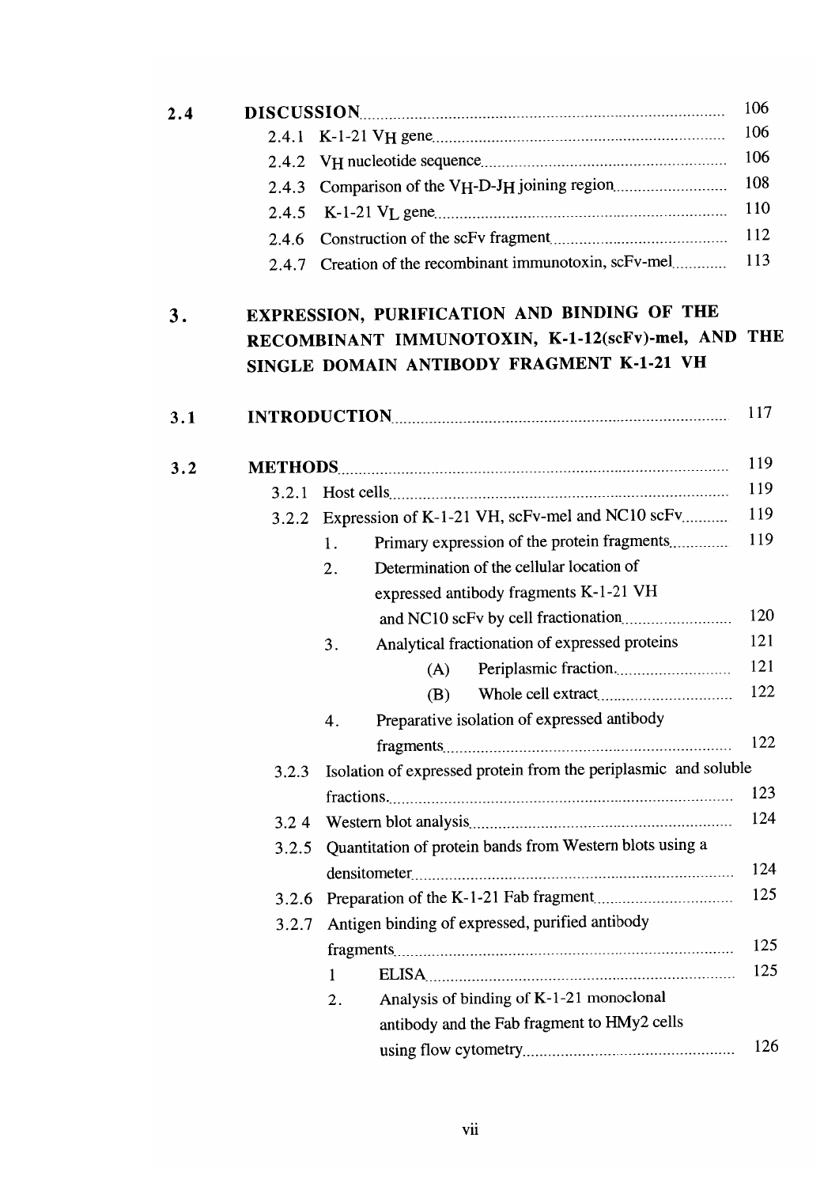| | | |
|---|---|---|
| **2.4** | **DISCUSSION** | 106 |
| | 2.4.1 K-1-21 $V_H$ gene | 106 |
| | 2.4.2 $V_H$ nucleotide sequence | 106 |
| | 2.4.3 Comparison of the $V_H$-D-$J_H$ joining region | 108 |
| | 2.4.5 K-1-21 $V_L$ gene | 110 |
| | 2.4.6 Construction of the scFv fragment | 112 |
| | 2.4.7 Creation of the recombinant immunotoxin, scFv-mel | 113 |

# 3. EXPRESSION, PURIFICATION AND BINDING OF THE RECOMBINANT IMMUNOTOXIN, K-1-12(scFv)-mel, AND THE SINGLE DOMAIN ANTIBODY FRAGMENT K-1-21 VH

| | | |
|---|---|---|
| **3.1** | **INTRODUCTION** | 117 |
| **3.2** | **METHODS** | 119 |
| | 3.2.1 Host cells | 119 |
| | 3.2.2 Expression of K-1-21 VH, scFv-mel and NC10 scFv | 119 |
| | 1. Primary expression of the protein fragments | 119 |
| | 2. Determination of the cellular location of expressed antibody fragments K-1-21 VH and NC10 scFv by cell fractionation | 120 |
| | 3. Analytical fractionation of expressed proteins | 121 |
| | (A) Periplasmic fraction | 121 |
| | (B) Whole cell extract | 122 |
| | 4. Preparative isolation of expressed antibody fragments | 122 |
| | 3.2.3 Isolation of expressed protein from the periplasmic and soluble fractions | 123 |
| | 3.2 4 Western blot analysis | 124 |
| | 3.2.5 Quantitation of protein bands from Western blots using a densitometer | 124 |
| | 3.2.6 Preparation of the K-1-21 Fab fragment | 125 |
| | 3.2.7 Antigen binding of expressed, purified antibody fragments | 125 |
| | 1 ELISA | 125 |
| | 2. Analysis of binding of K-1-21 monoclonal antibody and the Fab fragment to HMy2 cells using flow cytometry | 126 |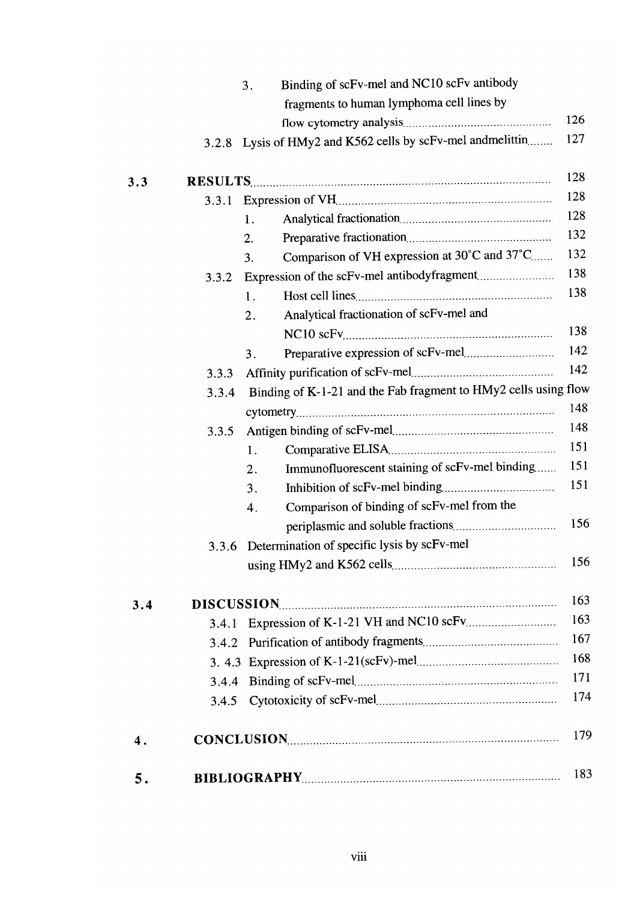3. Binding of scFv-mel and NC10 scFv antibody fragments to human lymphoma cell lines by flow cytometry analysis .......... 126

3.2.8 Lysis of HMy2 and K562 cells by scFv-mel andmelittin .......... 127

**3.3 RESULTS** .......... 128

3.3.1 Expression of VH .......... 128

1. Analytical fractionation .......... 128
2. Preparative fractionation .......... 132
3. Comparison of VH expression at 30°C and 37°C .......... 132

3.3.2 Expression of the scFv-mel antibodyfragment .......... 138

1. Host cell lines .......... 138
2. Analytical fractionation of scFv-mel and NC10 scFv .......... 138
3. Preparative expression of scFv-mel .......... 142

3.3.3 Affinity purification of scFv-mel .......... 142

3.3.4 Binding of K-1-21 and the Fab fragment to HMy2 cells using flow cytometry .......... 148

3.3.5 Antigen binding of scFv-mel .......... 148

1. Comparative ELISA .......... 151
2. Immunofluorescent staining of scFv-mel binding .......... 151
3. Inhibition of scFv-mel binding .......... 151
4. Comparison of binding of scFv-mel from the periplasmic and soluble fractions .......... 156

3.3.6 Determination of specific lysis by scFv-mel using HMy2 and K562 cells .......... 156

**3.4 DISCUSSION** .......... 163

3.4.1 Expression of K-1-21 VH and NC10 scFv .......... 163

3.4.2 Purification of antibody fragments .......... 167

3. 4.3 Expression of K-1-21(scFv)-mel .......... 168

3.4.4 Binding of scFv-mel .......... 171

3.4.5 Cytotoxicity of scFv-mel .......... 174

**4. CONCLUSION** .......... 179

**5. BIBLIOGRAPHY** .......... 183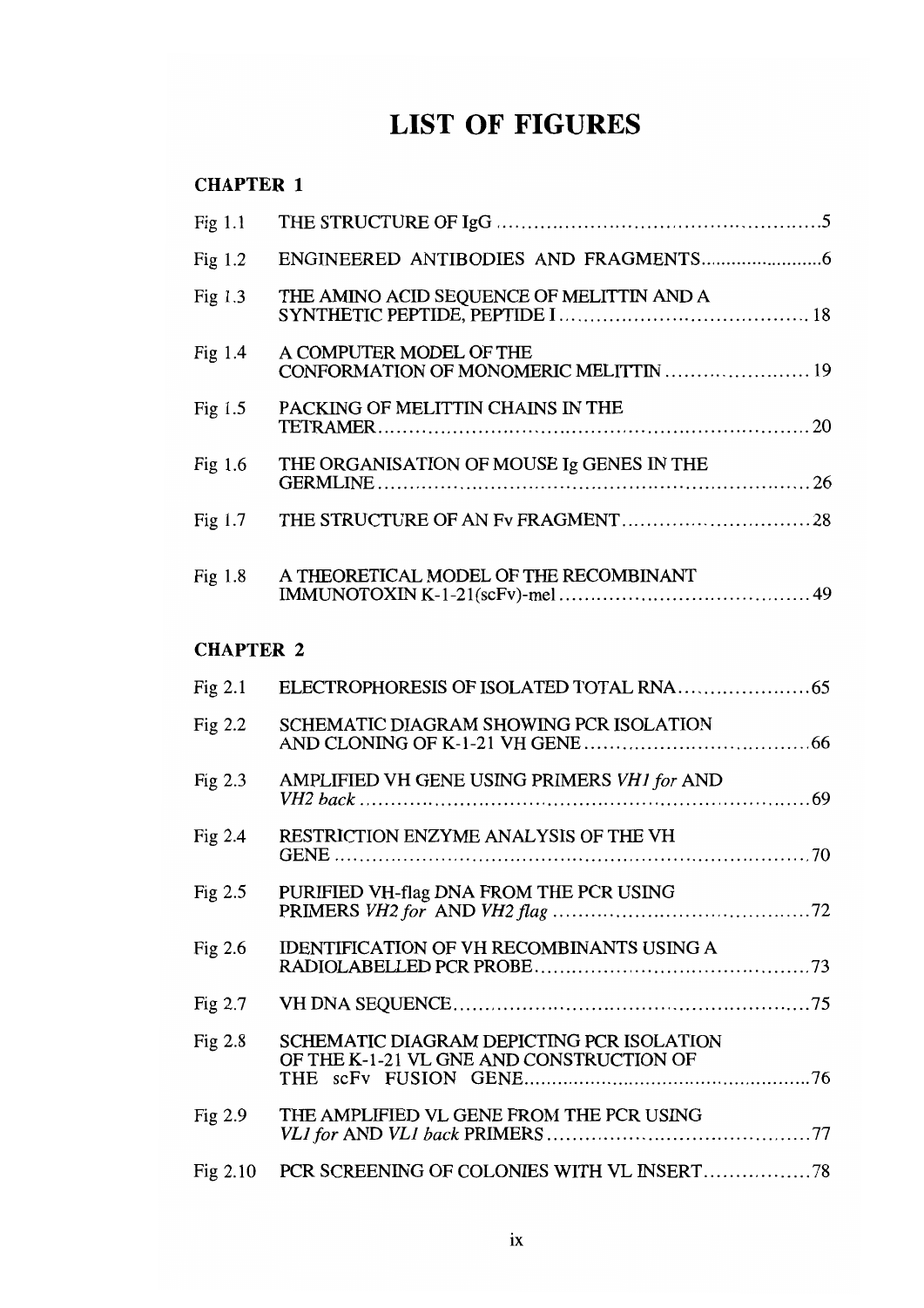# LIST OF FIGURES

## CHAPTER 1

| | | |
|---|---|---|
| Fig 1.1 | THE STRUCTURE OF IgG | 5 |
| Fig 1.2 | ENGINEERED ANTIBODIES AND FRAGMENTS | 6 |
| Fig 1.3 | THE AMINO ACID SEQUENCE OF MELITTIN AND A SYNTHETIC PEPTIDE, PEPTIDE I | 18 |
| Fig 1.4 | A COMPUTER MODEL OF THE CONFORMATION OF MONOMERIC MELITTIN | 19 |
| Fig 1.5 | PACKING OF MELITTIN CHAINS IN THE TETRAMER | 20 |
| Fig 1.6 | THE ORGANISATION OF MOUSE Ig GENES IN THE GERMLINE | 26 |
| Fig 1.7 | THE STRUCTURE OF AN Fv FRAGMENT | 28 |
| Fig 1.8 | A THEORETICAL MODEL OF THE RECOMBINANT IMMUNOTOXIN K-1-21(scFv)-mel | 49 |

## CHAPTER 2

| | | |
|---|---|---|
| Fig 2.1 | ELECTROPHORESIS OF ISOLATED TOTAL RNA | 65 |
| Fig 2.2 | SCHEMATIC DIAGRAM SHOWING PCR ISOLATION AND CLONING OF K-1-21 VH GENE | 66 |
| Fig 2.3 | AMPLIFIED VH GENE USING PRIMERS *VH1 for* AND *VH2 back* | 69 |
| Fig 2.4 | RESTRICTION ENZYME ANALYSIS OF THE VH GENE | 70 |
| Fig 2.5 | PURIFIED VH-flag DNA FROM THE PCR USING PRIMERS *VH2 for* AND *VH2 flag* | 72 |
| Fig 2.6 | IDENTIFICATION OF VH RECOMBINANTS USING A RADIOLABELLED PCR PROBE | 73 |
| Fig 2.7 | VH DNA SEQUENCE | 75 |
| Fig 2.8 | SCHEMATIC DIAGRAM DEPICTING PCR ISOLATION OF THE K-1-21 VL GNE AND CONSTRUCTION OF THE scFv FUSION GENE | 76 |
| Fig 2.9 | THE AMPLIFIED VL GENE FROM THE PCR USING *VL1 for* AND *VL1 back* PRIMERS | 77 |
| Fig 2.10 | PCR SCREENING OF COLONIES WITH VL INSERT | 78 |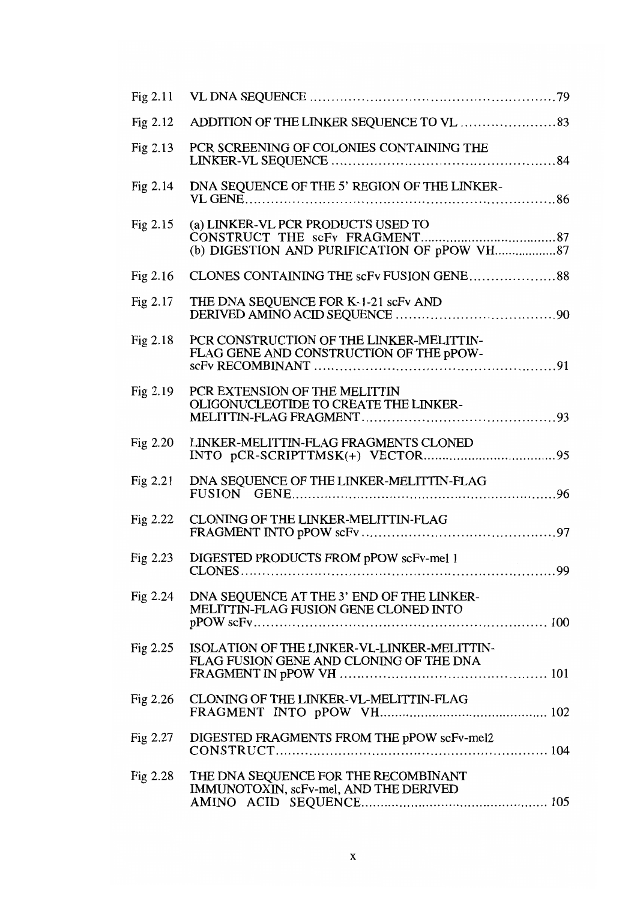| | | |
|---|---|---|
| Fig 2.11 | VL DNA SEQUENCE | 79 |
| Fig 2.12 | ADDITION OF THE LINKER SEQUENCE TO VL | 83 |
| Fig 2.13 | PCR SCREENING OF COLONIES CONTAINING THE LINKER-VL SEQUENCE | 84 |
| Fig 2.14 | DNA SEQUENCE OF THE 5' REGION OF THE LINKER-VL GENE | 86 |
| Fig 2.15 | (a) LINKER-VL PCR PRODUCTS USED TO CONSTRUCT THE scFv FRAGMENT | 87 |
| | (b) DIGESTION AND PURIFICATION OF pPOW VH | 87 |
| Fig 2.16 | CLONES CONTAINING THE scFv FUSION GENE | 88 |
| Fig 2.17 | THE DNA SEQUENCE FOR K-1-21 scFv AND DERIVED AMINO ACID SEQUENCE | 90 |
| Fig 2.18 | PCR CONSTRUCTION OF THE LINKER-MELITTIN-FLAG GENE AND CONSTRUCTION OF THE pPOW-scFv RECOMBINANT | 91 |
| Fig 2.19 | PCR EXTENSION OF THE MELITTIN OLIGONUCLEOTIDE TO CREATE THE LINKER-MELITTIN-FLAG FRAGMENT | 93 |
| Fig 2.20 | LINKER-MELITTIN-FLAG FRAGMENTS CLONED INTO pCR-SCRIPTTMSK(+) VECTOR | 95 |
| Fig 2.21 | DNA SEQUENCE OF THE LINKER-MELITTIN-FLAG FUSION GENE | 96 |
| Fig 2.22 | CLONING OF THE LINKER-MELITTIN-FLAG FRAGMENT INTO pPOW scFv | 97 |
| Fig 2.23 | DIGESTED PRODUCTS FROM pPOW scFv-mel 1 CLONES | 99 |
| Fig 2.24 | DNA SEQUENCE AT THE 3' END OF THE LINKER-MELITTIN-FLAG FUSION GENE CLONED INTO pPOW scFv | 100 |
| Fig 2.25 | ISOLATION OF THE LINKER-VL-LINKER-MELITTIN-FLAG FUSION GENE AND CLONING OF THE DNA FRAGMENT IN pPOW VH | 101 |
| Fig 2.26 | CLONING OF THE LINKER-VL-MELITTIN-FLAG FRAGMENT INTO pPOW VH | 102 |
| Fig 2.27 | DIGESTED FRAGMENTS FROM THE pPOW scFv-mel2 CONSTRUCT | 104 |
| Fig 2.28 | THE DNA SEQUENCE FOR THE RECOMBINANT IMMUNOTOXIN, scFv-mel, AND THE DERIVED AMINO ACID SEQUENCE | 105 |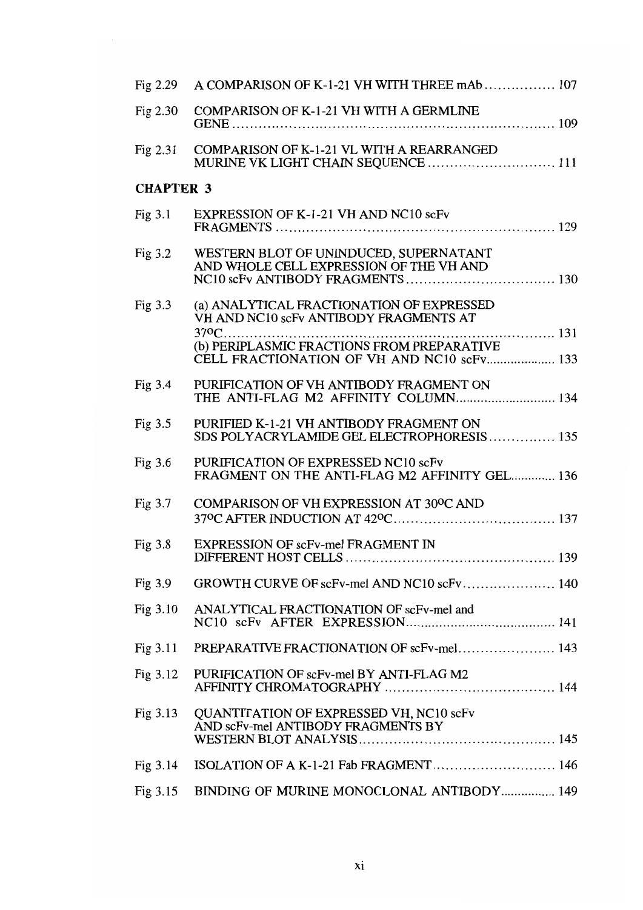| | | |
|---|---|---|
| Fig 2.29 | A COMPARISON OF K-1-21 VH WITH THREE mAb | 107 |
| Fig 2.30 | COMPARISON OF K-1-21 VH WITH A GERMLINE GENE | 109 |
| Fig 2.31 | COMPARISON OF K-1-21 VL WITH A REARRANGED MURINE VK LIGHT CHAIN SEQUENCE | 111 |

## CHAPTER 3

| | | |
|---|---|---|
| Fig 3.1 | EXPRESSION OF K-1-21 VH AND NC10 scFv FRAGMENTS | 129 |
| Fig 3.2 | WESTERN BLOT OF UNINDUCED, SUPERNATANT AND WHOLE CELL EXPRESSION OF THE VH AND NC10 scFv ANTIBODY FRAGMENTS | 130 |
| Fig 3.3 | (a) ANALYTICAL FRACTIONATION OF EXPRESSED VH AND NC10 scFv ANTIBODY FRAGMENTS AT 37$^{o}$C | 131 |
| | (b) PERIPLASMIC FRACTIONS FROM PREPARATIVE CELL FRACTIONATION OF VH AND NC10 scFv | 133 |
| Fig 3.4 | PURIFICATION OF VH ANTIBODY FRAGMENT ON THE ANTI-FLAG M2 AFFINITY COLUMN | 134 |
| Fig 3.5 | PURIFIED K-1-21 VH ANTIBODY FRAGMENT ON SDS POLYACRYLAMIDE GEL ELECTROPHORESIS | 135 |
| Fig 3.6 | PURIFICATION OF EXPRESSED NC10 scFv FRAGMENT ON THE ANTI-FLAG M2 AFFINITY GEL | 136 |
| Fig 3.7 | COMPARISON OF VH EXPRESSION AT 30$^{o}$C AND 37$^{o}$C AFTER INDUCTION AT 42$^{o}$C | 137 |
| Fig 3.8 | EXPRESSION OF scFv-mel FRAGMENT IN DIFFERENT HOST CELLS | 139 |
| Fig 3.9 | GROWTH CURVE OF scFv-mel AND NC10 scFv | 140 |
| Fig 3.10 | ANALYTICAL FRACTIONATION OF scFv-mel and NC10 scFv AFTER EXPRESSION | 141 |
| Fig 3.11 | PREPARATIVE FRACTIONATION OF scFv-mel | 143 |
| Fig 3.12 | PURIFICATION OF scFv-mel BY ANTI-FLAG M2 AFFINITY CHROMATOGRAPHY | 144 |
| Fig 3.13 | QUANTITATION OF EXPRESSED VH, NC10 scFv AND scFv-mel ANTIBODY FRAGMENTS BY WESTERN BLOT ANALYSIS | 145 |
| Fig 3.14 | ISOLATION OF A K-1-21 Fab FRAGMENT | 146 |
| Fig 3.15 | BINDING OF MURINE MONOCLONAL ANTIBODY | 149 |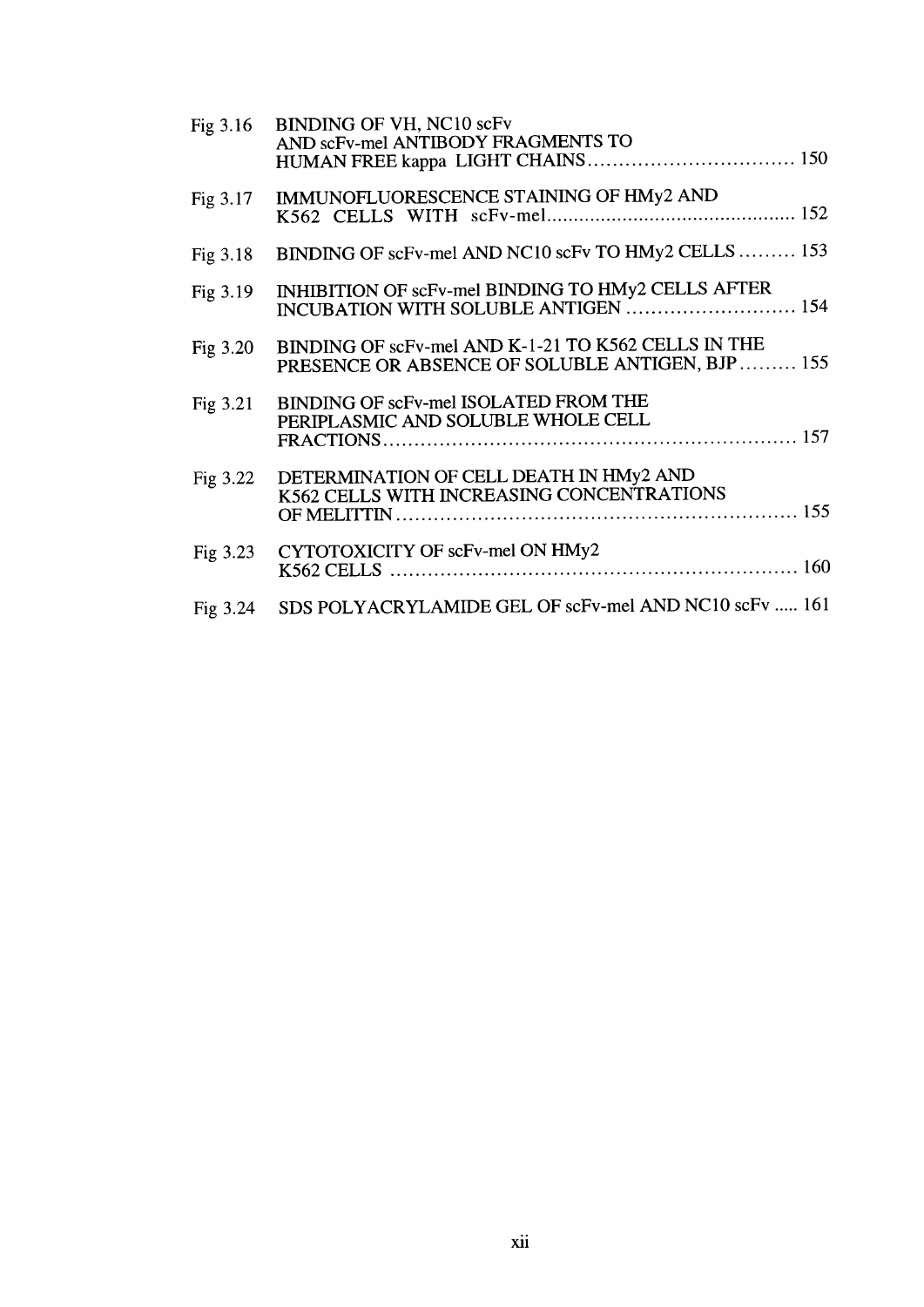| | | |
|---|---|---|
| Fig 3.16 | BINDING OF VH, NC10 scFv AND scFv-mel ANTIBODY FRAGMENTS TO HUMAN FREE kappa LIGHT CHAINS | 150 |
| Fig 3.17 | IMMUNOFLUORESCENCE STAINING OF HMy2 AND K562 CELLS WITH scFv-mel | 152 |
| Fig 3.18 | BINDING OF scFv-mel AND NC10 scFv TO HMy2 CELLS | 153 |
| Fig 3.19 | INHIBITION OF scFv-mel BINDING TO HMy2 CELLS AFTER INCUBATION WITH SOLUBLE ANTIGEN | 154 |
| Fig 3.20 | BINDING OF scFv-mel AND K-1-21 TO K562 CELLS IN THE PRESENCE OR ABSENCE OF SOLUBLE ANTIGEN, BJP | 155 |
| Fig 3.21 | BINDING OF scFv-mel ISOLATED FROM THE PERIPLASMIC AND SOLUBLE WHOLE CELL FRACTIONS | 157 |
| Fig 3.22 | DETERMINATION OF CELL DEATH IN HMy2 AND K562 CELLS WITH INCREASING CONCENTRATIONS OF MELITTIN | 155 |
| Fig 3.23 | CYTOTOXICITY OF scFv-mel ON HMy2 K562 CELLS | 160 |
| Fig 3.24 | SDS POLYACRYLAMIDE GEL OF scFv-mel AND NC10 scFv | 161 |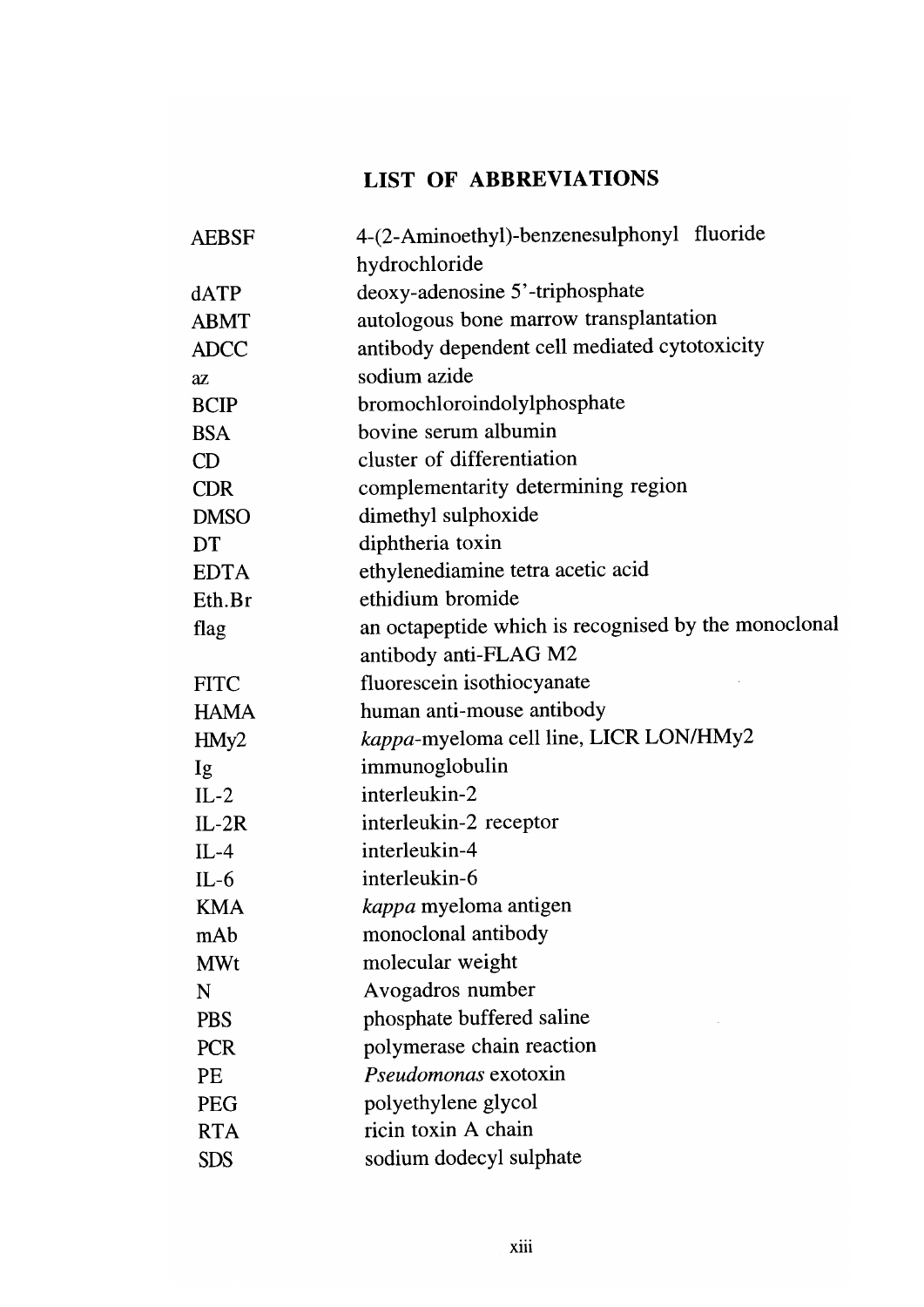# LIST OF ABBREVIATIONS

| | |
|---|---|
| AEBSF | 4-(2-Aminoethyl)-benzenesulphonyl fluoride hydrochloride |
| dATP | deoxy-adenosine 5'-triphosphate |
| ABMT | autologous bone marrow transplantation |
| ADCC | antibody dependent cell mediated cytotoxicity |
| az | sodium azide |
| BCIP | bromochloroindolylphosphate |
| BSA | bovine serum albumin |
| CD | cluster of differentiation |
| CDR | complementarity determining region |
| DMSO | dimethyl sulphoxide |
| DT | diphtheria toxin |
| EDTA | ethylenediamine tetra acetic acid |
| Eth.Br | ethidium bromide |
| flag | an octapeptide which is recognised by the monoclonal antibody anti-FLAG M2 |
| FITC | fluorescein isothiocyanate |
| HAMA | human anti-mouse antibody |
| HMy2 | *kappa*-myeloma cell line, LICR LON/HMy2 |
| Ig | immunoglobulin |
| IL-2 | interleukin-2 |
| IL-2R | interleukin-2 receptor |
| IL-4 | interleukin-4 |
| IL-6 | interleukin-6 |
| KMA | *kappa* myeloma antigen |
| mAb | monoclonal antibody |
| MWt | molecular weight |
| N | Avogadros number |
| PBS | phosphate buffered saline |
| PCR | polymerase chain reaction |
| PE | *Pseudomonas* exotoxin |
| PEG | polyethylene glycol |
| RTA | ricin toxin A chain |
| SDS | sodium dodecyl sulphate |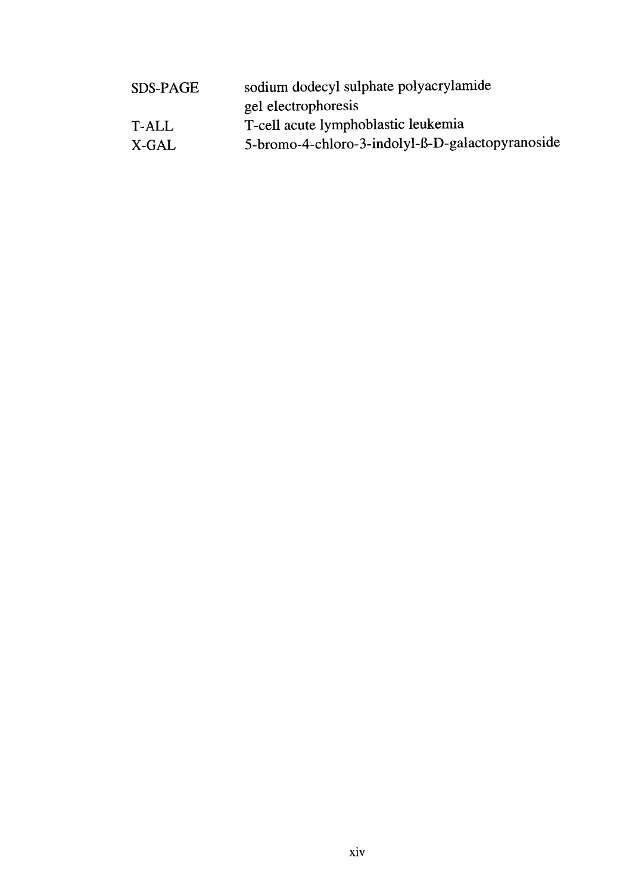| | |
|---|---|
| SDS-PAGE | sodium dodecyl sulphate polyacrylamide gel electrophoresis |
| T-ALL | T-cell acute lymphoblastic leukemia |
| X-GAL | 5-bromo-4-chloro-3-indolyl-ß-D-galactopyranoside |